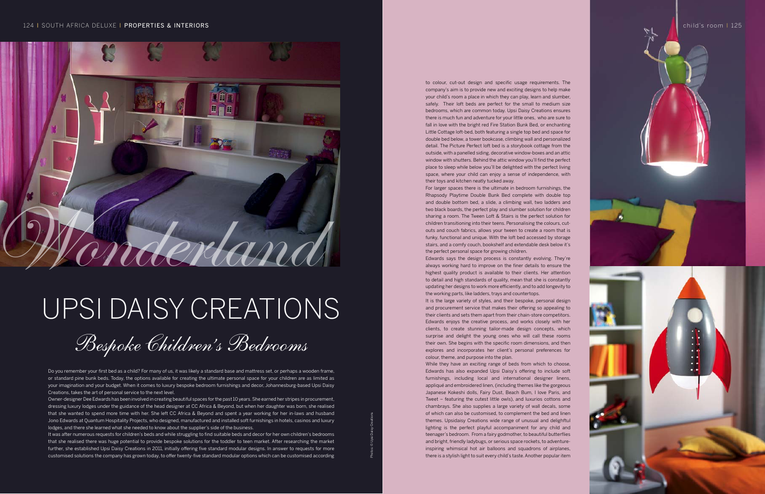*Wonderland*

# UPSI DAISY CREATIONS

## *Bespoke Children's Bedrooms*

Do you remember your first bed as a child? For many of us, it was likely a standard base and mattress set, or perhaps a wooden frame, or standard pine bunk beds. Today, the options available for creating the ultimate personal space for your children are as limited as your imagination and your budget. When it comes to luxury bespoke bedroom furnishings and decor, Johannesburg-based Upsi Daisy Creations, takes the art of personal service to the next level.

Owner-designer Dee Edwards has been involved in creating beautiful spaces for the past 10 years. She earned her stripes in procurement, dressing luxury lodges under the guidance of the head designer at CC Africa & Beyond, but when her daughter was born, she realised that she wanted to spend more time with her. She left CC Africa & Beyond and spent a year working for her in-laws and husband Jono Edwards at Quantum Hospitality Projects, who designed, manufactured and installed soft furnishings in hotels, casinos and luxury lodges, and there she learned what she needed to know about the supplier's side of the business.

It was after numerous requests for children's beds and while struggling to find suitable beds and decor for her own children's bedrooms that she realised there was huge potential to provide bespoke solutions for the toddler to teen market. After researching the market further, she established Upsi Daisy Creations in 2011, initially offering five standard modular designs. In answer to requests for more customised solutions the company has grown today, to offer twenty-five standard modular options which can be customised according to colour, cut-out design and specific usage requirements. The company's aim is to provide new and exciting designs to help make your child's room a place in which they can play, learn and slumber, safely. Their loft beds are perfect for the small to medium size bedrooms, which are common today. Upsi Daisy Creations ensures there is much fun and adventure for your little ones, who are sure to fall in love with the bright red Fire Station Bunk Bed, or enchanting Little Cottage loft-bed, both featuring a single top bed and space for double bed below, a tower bookcase, climbing wall and personalized detail. The Picture Perfect loft bed is a storybook cottage from the outside, with a panelled siding, decorative window-boxes and an attic window with shutters. Behind the attic window you'll find the perfect place to sleep while below you'll be delighted with the perfect living space, where your child can enjoy a sense of independence, with their toys and kitchen neatly tucked away.

For larger spaces there is the ultimate in bedroom furnishings, the Rhapsody Playtime Double Bunk Bed complete with double top and double bottom bed, a slide, a climbing wall, two ladders and two black boards, the perfect play and slumber solution for children sharing a room. The Tween Loft & Stairs is the perfect solution for children transitioning into their teens. Personalising the colours, cut-outs and couch fabrics, allows your tween to create a room that is funky, functional and unique. With the loft bed accessed by storage stairs, and a comfy couch, bookshelf and extendable desk below it's the perfect personal space for growing children.

Edwards says the design process is constantly evolving. They're always working hard to improve on the finer details to ensure the highest quality product is available to their clients. Her attention to detail and high standards of quality, mean that she is constantly updating her designs to work more efficiently, and to add longevity to the working parts, like ladders, trays and countertops.

It is the large variety of styles, and their bespoke, personal design and procurement service that makes their offering so appealing to their clients and sets them apart from their chain-store competitors. Edwards enjoys the creative process, and works closely with her clients, to create stunning tailor-made design concepts, which surprise and delight the young ones who will call these rooms their own. She begins with the specific room dimensions, and then explores and incorporates her client's personal preferences for colour, theme, and purpose into the plan.

While they have an exciting range of beds from which to choose, Edwards has also expanded Upsi Daisy's offering to include soft furnishings, including local and international designer linens, appliqué and embroidered linen, (including themes like the gorgeous Japanese Kokeshi dolls, Fairy Dust, Beach Bum, I love Paris, and Tweet – featuring the cutest little owls), and luxurious cottons and chambrays. She also supplies a large variety of wall decals, some of which can also be customised, to complement the bed and linen themes. Upsidaisy Creations wide range of unusual and delightful lighting is the perfect playful accompaniment for any child and teenager's bedroom. From a fairy godmother, to beautiful butterflies and bright, friendly ladybugs, or serious space rockets, to adventure-inspiring whimsical hot air balloons and squadrons of airplanes, there is a stylish light to suit every child's taste. Another popular item

Photos © Upsi Daisy Creations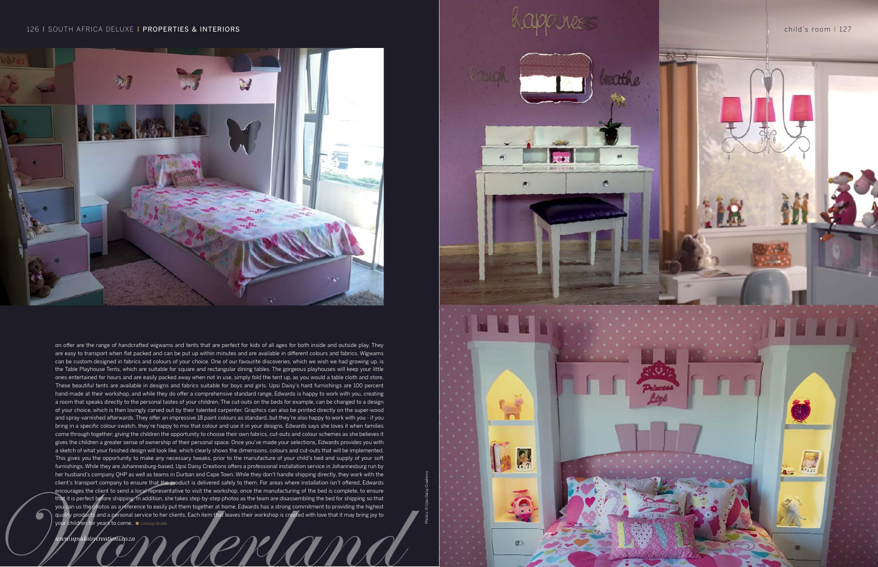on offer are the range of handcrafted wigwams and tents that are perfect for kids of all ages for both inside and outside play. They are easy to transport when flat packed and can be put up within minutes and are available in different colours and fabrics. Wigwams can be custom designed in fabrics and colours of your choice. One of our favourite discoveries, which we wish we had growing up, is the Table Playhouse Tents, which are suitable for square and rectangular dining tables. The gorgeous playhouses will keep your little ones entertained for hours and are easily packed away when not in use, simply fold the tent up, as you would a table cloth and store. These beautiful tents are available in designs and fabrics suitable for boys and girls. Upsi Daisy's hard furnishings are 100 percent hand-made at their workshop, and while they do offer a comprehensive standard range, Edwards is happy to work with you, creating a room that speaks directly to the personal tastes of your children. The cut-outs on the beds for example, can be changed to a design of your choice, which is then lovingly carved out by their talented carpenter. Graphics can also be printed directly on the super-wood and spray-varnished afterwards. They offer an impressive 18 paint colours as standard, but they're also happy to work with you - if you bring in a specific colour-swatch, they're happy to mix that colour and use it in your designs. Edwards says she loves it when families come through together; giving the children the opportunity to choose their own fabrics, cut-outs and colour schemes as she believes it gives the children a greater sense of ownership of their personal space. Once you've made your selections, Edwards provides you with a sketch of what your finished design will look like, which clearly shows the dimensions, colours and cut-outs that will be implemented. This gives you the opportunity to make any necessary tweaks, prior to the manufacture of your child's bed and supply of your soft furnishings. While they are Johannesburg-based, Upsi Daisy Creations offers a professional installation service in Johannesburg run by her husband's company QHP as well as teams in Durban and Cape Town. While they don't handle shipping directly, they work with the client's transport company to ensure that the product is delivered safely to them. For areas where installation isn't offered, Edwards encourages the client to send a local representative to visit the workshop, once the manufacturing of the bed is complete, to ensure that it is perfect before shipping. In addition, she takes step-by-step photos as the team are disassembling the bed for shipping so that you can us the photos as a reference to easily put them together at home. Edwards has a strong commitment to providing the highest quality products and a personal service to her clients. Each item that leaves their workshop is created with love that it may bring joy to your children for years to come. ■ Lindsay Grubb

www.upsidaisycreations.co.za

Photos © Upsi Daisy Creations